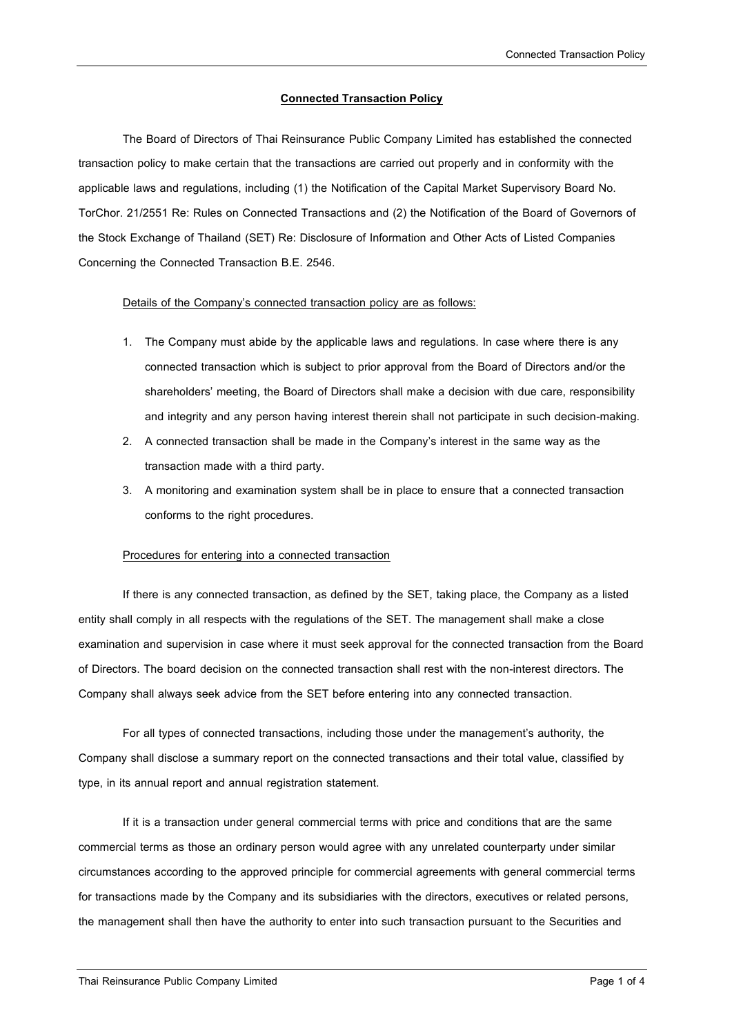# Connected Transaction Policy

The Board of Directors of Thai Reinsurance Public Company Limited has established the connected transaction policy to make certain that the transactions are carried out properly and in conformity with the applicable laws and regulations, including (1) the Notification of the Capital Market Supervisory Board No. TorChor. 21/2551 Re: Rules on Connected Transactions and (2) the Notification of the Board of Governors of the Stock Exchange of Thailand (SET) Re: Disclosure of Information and Other Acts of Listed Companies Concerning the Connected Transaction B.E. 2546.

## Details of the Company's connected transaction policy are as follows:

1. The Company must abide by the applicable laws and regulations. In case where there is any connected transaction which is subject to prior approval from the Board of Directors and/or the shareholders' meeting, the Board of Directors shall make a decision with due care, responsibility and integrity and any person having interest therein shall not participate in such decision-making.
2. A connected transaction shall be made in the Company's interest in the same way as the transaction made with a third party.
3. A monitoring and examination system shall be in place to ensure that a connected transaction conforms to the right procedures.

## Procedures for entering into a connected transaction

If there is any connected transaction, as defined by the SET, taking place, the Company as a listed entity shall comply in all respects with the regulations of the SET. The management shall make a close examination and supervision in case where it must seek approval for the connected transaction from the Board of Directors. The board decision on the connected transaction shall rest with the non-interest directors. The Company shall always seek advice from the SET before entering into any connected transaction.

For all types of connected transactions, including those under the management's authority, the Company shall disclose a summary report on the connected transactions and their total value, classified by type, in its annual report and annual registration statement.

If it is a transaction under general commercial terms with price and conditions that are the same commercial terms as those an ordinary person would agree with any unrelated counterparty under similar circumstances according to the approved principle for commercial agreements with general commercial terms for transactions made by the Company and its subsidiaries with the directors, executives or related persons, the management shall then have the authority to enter into such transaction pursuant to the Securities and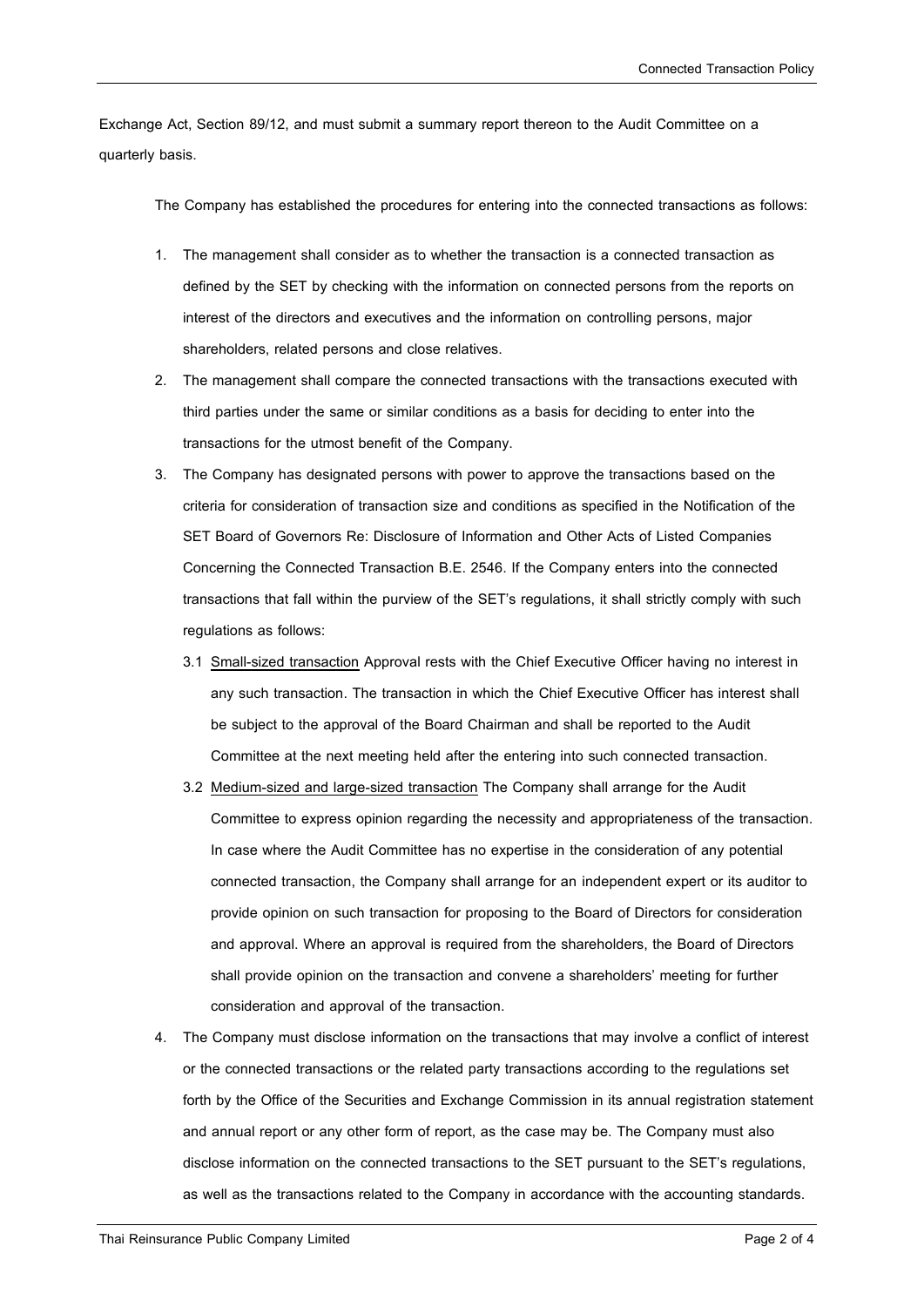Exchange Act, Section 89/12, and must submit a summary report thereon to the Audit Committee on a quarterly basis.

The Company has established the procedures for entering into the connected transactions as follows:

1. The management shall consider as to whether the transaction is a connected transaction as defined by the SET by checking with the information on connected persons from the reports on interest of the directors and executives and the information on controlling persons, major shareholders, related persons and close relatives.
2. The management shall compare the connected transactions with the transactions executed with third parties under the same or similar conditions as a basis for deciding to enter into the transactions for the utmost benefit of the Company.
3. The Company has designated persons with power to approve the transactions based on the criteria for consideration of transaction size and conditions as specified in the Notification of the SET Board of Governors Re: Disclosure of Information and Other Acts of Listed Companies Concerning the Connected Transaction B.E. 2546. If the Company enters into the connected transactions that fall within the purview of the SET's regulations, it shall strictly comply with such regulations as follows:
   - 3.1 <u>Small-sized transaction</u> Approval rests with the Chief Executive Officer having no interest in any such transaction. The transaction in which the Chief Executive Officer has interest shall be subject to the approval of the Board Chairman and shall be reported to the Audit Committee at the next meeting held after the entering into such connected transaction.
   - 3.2 <u>Medium-sized and large-sized transaction</u> The Company shall arrange for the Audit Committee to express opinion regarding the necessity and appropriateness of the transaction. In case where the Audit Committee has no expertise in the consideration of any potential connected transaction, the Company shall arrange for an independent expert or its auditor to provide opinion on such transaction for proposing to the Board of Directors for consideration and approval. Where an approval is required from the shareholders, the Board of Directors shall provide opinion on the transaction and convene a shareholders' meeting for further consideration and approval of the transaction.
4. The Company must disclose information on the transactions that may involve a conflict of interest or the connected transactions or the related party transactions according to the regulations set forth by the Office of the Securities and Exchange Commission in its annual registration statement and annual report or any other form of report, as the case may be. The Company must also disclose information on the connected transactions to the SET pursuant to the SET's regulations, as well as the transactions related to the Company in accordance with the accounting standards.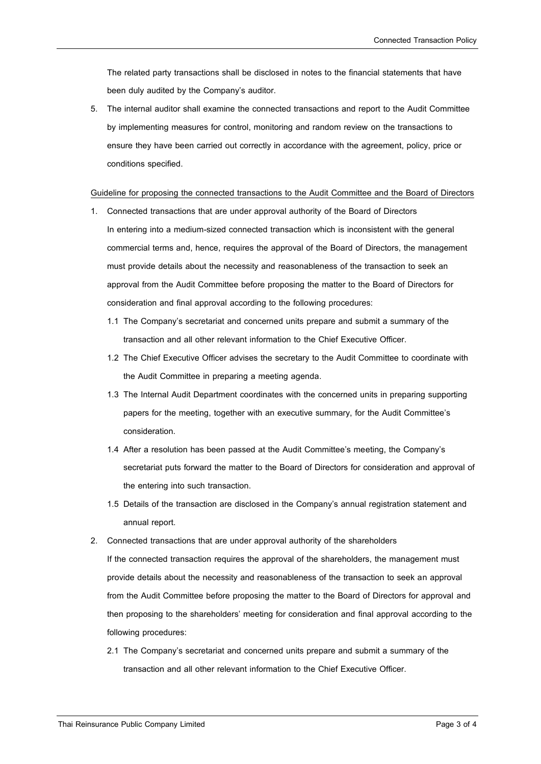The related party transactions shall be disclosed in notes to the financial statements that have been duly audited by the Company's auditor.

5. The internal auditor shall examine the connected transactions and report to the Audit Committee by implementing measures for control, monitoring and random review on the transactions to ensure they have been carried out correctly in accordance with the agreement, policy, price or conditions specified.

<u>Guideline for proposing the connected transactions to the Audit Committee and the Board of Directors</u>

1. Connected transactions that are under approval authority of the Board of Directors

   In entering into a medium-sized connected transaction which is inconsistent with the general commercial terms and, hence, requires the approval of the Board of Directors, the management must provide details about the necessity and reasonableness of the transaction to seek an approval from the Audit Committee before proposing the matter to the Board of Directors for consideration and final approval according to the following procedures:

   1.1 The Company's secretariat and concerned units prepare and submit a summary of the transaction and all other relevant information to the Chief Executive Officer.

   1.2 The Chief Executive Officer advises the secretary to the Audit Committee to coordinate with the Audit Committee in preparing a meeting agenda.

   1.3 The Internal Audit Department coordinates with the concerned units in preparing supporting papers for the meeting, together with an executive summary, for the Audit Committee's consideration.

   1.4 After a resolution has been passed at the Audit Committee's meeting, the Company's secretariat puts forward the matter to the Board of Directors for consideration and approval of the entering into such transaction.

   1.5 Details of the transaction are disclosed in the Company's annual registration statement and annual report.

2. Connected transactions that are under approval authority of the shareholders

   If the connected transaction requires the approval of the shareholders, the management must provide details about the necessity and reasonableness of the transaction to seek an approval from the Audit Committee before proposing the matter to the Board of Directors for approval and then proposing to the shareholders' meeting for consideration and final approval according to the following procedures:

   2.1 The Company's secretariat and concerned units prepare and submit a summary of the transaction and all other relevant information to the Chief Executive Officer.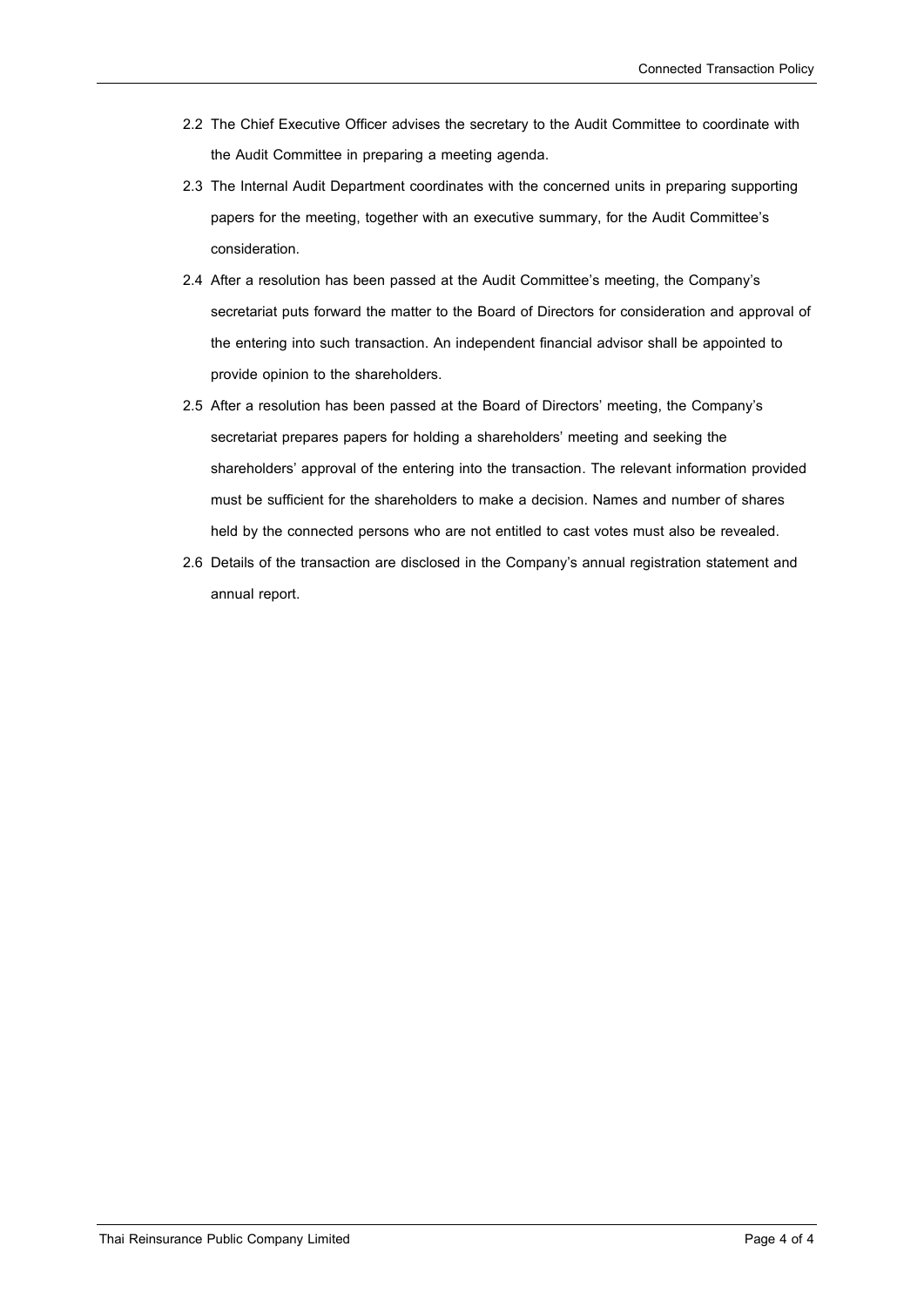2.2 The Chief Executive Officer advises the secretary to the Audit Committee to coordinate with the Audit Committee in preparing a meeting agenda.

2.3 The Internal Audit Department coordinates with the concerned units in preparing supporting papers for the meeting, together with an executive summary, for the Audit Committee's consideration.

2.4 After a resolution has been passed at the Audit Committee's meeting, the Company's secretariat puts forward the matter to the Board of Directors for consideration and approval of the entering into such transaction. An independent financial advisor shall be appointed to provide opinion to the shareholders.

2.5 After a resolution has been passed at the Board of Directors' meeting, the Company's secretariat prepares papers for holding a shareholders' meeting and seeking the shareholders' approval of the entering into the transaction. The relevant information provided must be sufficient for the shareholders to make a decision. Names and number of shares held by the connected persons who are not entitled to cast votes must also be revealed.

2.6 Details of the transaction are disclosed in the Company's annual registration statement and annual report.